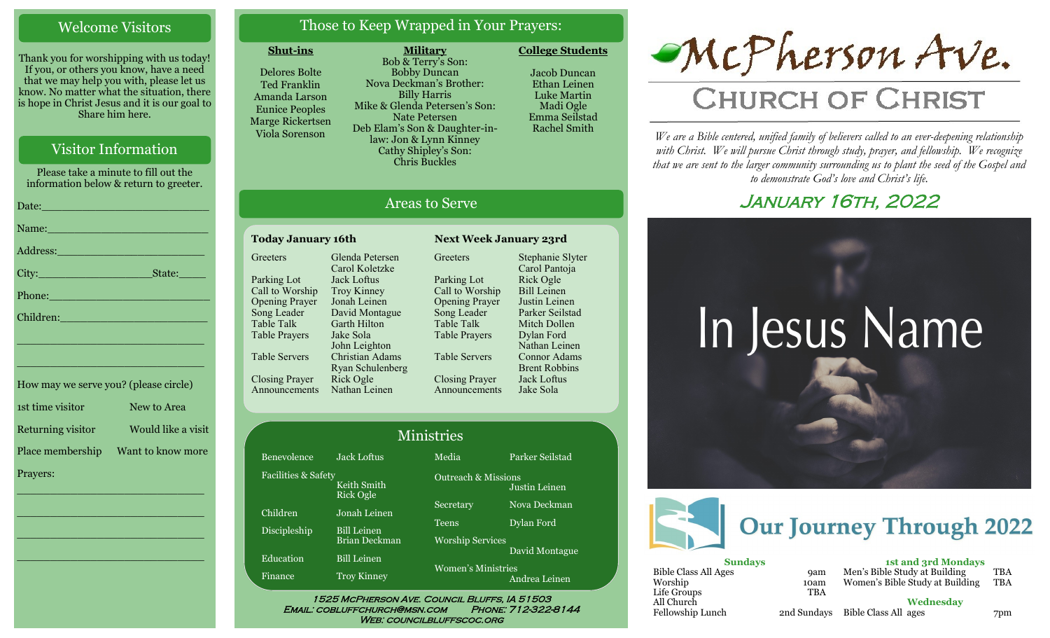## Welcome Visitors

Thank you for worshipping with us today! If you, or others you know, have a need that we may help you with, please let us know. No matter what the situation, there is hope in Christ Jesus and it is our goal to Share him here.

## Visitor Information

Please take a minute to fill out the information below & return to greeter.

Date:___________________________

Name:__________________________

Address:________________________

City:_________________State:_____

Phone:__________________________

Children:________________________

_______________________________

_______________________________

How may we serve you? (please circle)

1st time visitor — New to Area

Returning visitor — Would like a visit

Place membership — Want to know more

Prayers:

_______________________________

_______________________________

_______________________________

_______________________________

## Those to Keep Wrapped in Your Prayers:

**Shut-ins**

Delores Bolte
Ted Franklin
Amanda Larson
Eunice Peoples
Marge Rickertsen
Viola Sorenson

**Military**

Bob & Terry's Son: Bobby Duncan
Nova Deckman's Brother: Billy Harris
Mike & Glenda Petersen's Son: Nate Petersen
Deb Elam's Son & Daughter-in-law: Jon & Lynn Kinney
Cathy Shipley's Son: Chris Buckles

**College Students**

Jacob Duncan
Ethan Leinen
Luke Martin
Madi Ogle
Emma Seilstad
Rachel Smith

## Areas to Serve

| Today January 16th | | Next Week January 23rd | |
|---|---|---|---|
| Greeters | Glenda Petersen, Carol Koletzke | Greeters | Stephanie Slyter, Carol Pantoja |
| Parking Lot | Jack Loftus | Parking Lot | Rick Ogle |
| Call to Worship | Troy Kinney | Call to Worship | Bill Leinen |
| Opening Prayer | Jonah Leinen | Opening Prayer | Justin Leinen |
| Song Leader | David Montague | Song Leader | Parker Seilstad |
| Table Talk | Garth Hilton | Table Talk | Mitch Dollen |
| Table Prayers | Jake Sola, John Leighton | Table Prayers | Dylan Ford, Nathan Leinen |
| Table Servers | Christian Adams, Ryan Schulenberg | Table Servers | Connor Adams, Brent Robbins |
| Closing Prayer | Rick Ogle | Closing Prayer | Jack Loftus |
| Announcements | Nathan Leinen | Announcements | Jake Sola |

## Ministries

| Ministry | Leader | Ministry | Leader |
|---|---|---|---|
| Benevolence | Jack Loftus | Media | Parker Seilstad |
| Facilities & Safety | Keith Smith, Rick Ogle | Outreach & Missions | Justin Leinen |
| Children | Jonah Leinen | Secretary | Nova Deckman |
| Discipleship | Bill Leinen, Brian Deckman | Teens | Dylan Ford |
| Education | Bill Leinen | Worship Services | David Montague |
| Finance | Troy Kinney | Women's Ministries | Andrea Leinen |

1525 McPherson Ave. Council Bluffs, IA 51503
Email: cobluffchurch@msn.com Phone: 712-322-8144
Web: councilbluffscoc.org

# McPherson Ave. Church of Christ

*We are a Bible centered, unified family of believers called to an ever-deepening relationship with Christ. We will pursue Christ through study, prayer, and fellowship. We recognize that we are sent to the larger community surrounding us to plant the seed of the Gospel and to demonstrate God's love and Christ's life.*

## January 16th, 2022

In Jesus Name

## Our Journey Through 2022

**Sundays**

| | |
|---|---|
| Bible Class All Ages | 9am |
| Worship | 10am |
| Life Groups | TBA |
| All Church Fellowship Lunch | 2nd Sundays |

**1st and 3rd Mondays**

| | |
|---|---|
| Men's Bible Study at Building | TBA |
| Women's Bible Study at Building | TBA |

**Wednesday**

| | |
|---|---|
| Bible Class All ages | 7pm |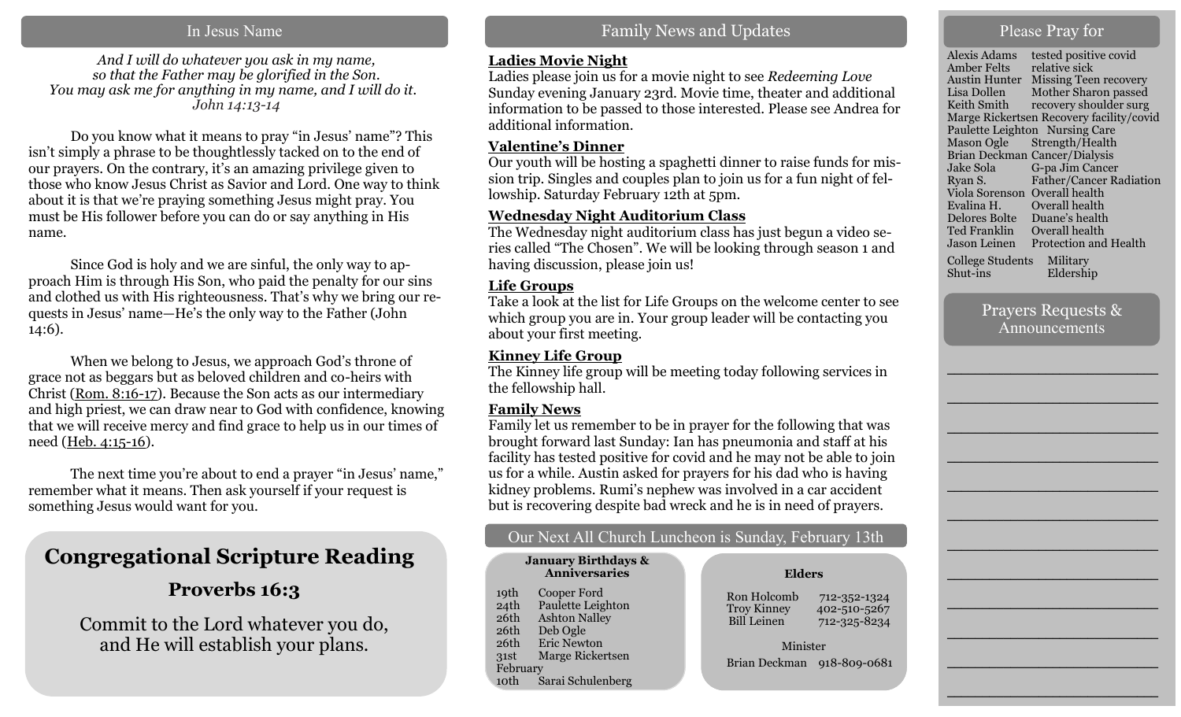## In Jesus Name

*And I will do whatever you ask in my name,*
*so that the Father may be glorified in the Son.*
*You may ask me for anything in my name, and I will do it.*
*John 14:13-14*

Do you know what it means to pray "in Jesus' name"? This isn't simply a phrase to be thoughtlessly tacked on to the end of our prayers. On the contrary, it's an amazing privilege given to those who know Jesus Christ as Savior and Lord. One way to think about it is that we're praying something Jesus might pray. You must be His follower before you can do or say anything in His name.

Since God is holy and we are sinful, the only way to approach Him is through His Son, who paid the penalty for our sins and clothed us with His righteousness. That's why we bring our requests in Jesus' name—He's the only way to the Father (John 14:6).

When we belong to Jesus, we approach God's throne of grace not as beggars but as beloved children and co-heirs with Christ (Rom. 8:16-17). Because the Son acts as our intermediary and high priest, we can draw near to God with confidence, knowing that we will receive mercy and find grace to help us in our times of need (Heb. 4:15-16).

The next time you're about to end a prayer "in Jesus' name," remember what it means. Then ask yourself if your request is something Jesus would want for you.

## Congregational Scripture Reading

### Proverbs 16:3

Commit to the Lord whatever you do,
and He will establish your plans.

## Family News and Updates

**Ladies Movie Night**

Ladies please join us for a movie night to see *Redeeming Love* Sunday evening January 23rd. Movie time, theater and additional information to be passed to those interested. Please see Andrea for additional information.

**Valentine's Dinner**

Our youth will be hosting a spaghetti dinner to raise funds for mission trip. Singles and couples plan to join us for a fun night of fellowship. Saturday February 12th at 5pm.

**Wednesday Night Auditorium Class**

The Wednesday night auditorium class has just begun a video series called "The Chosen". We will be looking through season 1 and having discussion, please join us!

**Life Groups**

Take a look at the list for Life Groups on the welcome center to see which group you are in. Your group leader will be contacting you about your first meeting.

**Kinney Life Group**

The Kinney life group will be meeting today following services in the fellowship hall.

**Family News**

Family let us remember to be in prayer for the following that was brought forward last Sunday: Ian has pneumonia and staff at his facility has tested positive for covid and he may not be able to join us for a while. Austin asked for prayers for his dad who is having kidney problems. Rumi's nephew was involved in a car accident but is recovering despite bad wreck and he is in need of prayers.

### Our Next All Church Luncheon is Sunday, February 13th

**January Birthdays & Anniversaries**

| | |
|---|---|
| 19th | Cooper Ford |
| 24th | Paulette Leighton |
| 26th | Ashton Nalley |
| 26th | Deb Ogle |
| 26th | Eric Newton |
| 31st | Marge Rickertsen |
| February | |
| 10th | Sarai Schulenberg |

**Elders**

| | |
|---|---|
| Ron Holcomb | 712-352-1324 |
| Troy Kinney | 402-510-5267 |
| Bill Leinen | 712-325-8234 |

Minister

Brian Deckman 918-809-0681

## Please Pray for

| | |
|---|---|
| Alexis Adams | tested positive covid |
| Amber Felts | relative sick |
| Austin Hunter | Missing Teen recovery |
| Lisa Dollen | Mother Sharon passed |
| Keith Smith | recovery shoulder surg |
| Marge Rickertsen | Recovery facility/covid |
| Paulette Leighton | Nursing Care |
| Mason Ogle | Strength/Health |
| Brian Deckman | Cancer/Dialysis |
| Jake Sola | G-pa Jim Cancer |
| Ryan S. | Father/Cancer Radiation |
| Viola Sorenson | Overall health |
| Evalina H. | Overall health |
| Delores Bolte | Duane's health |
| Ted Franklin | Overall health |
| Jason Leinen | Protection and Health |

College Students    Military
Shut-ins    Eldership

## Prayers Requests & Announcements

___________________________

___________________________

___________________________

___________________________

___________________________

___________________________

___________________________

___________________________

___________________________

___________________________

___________________________

___________________________